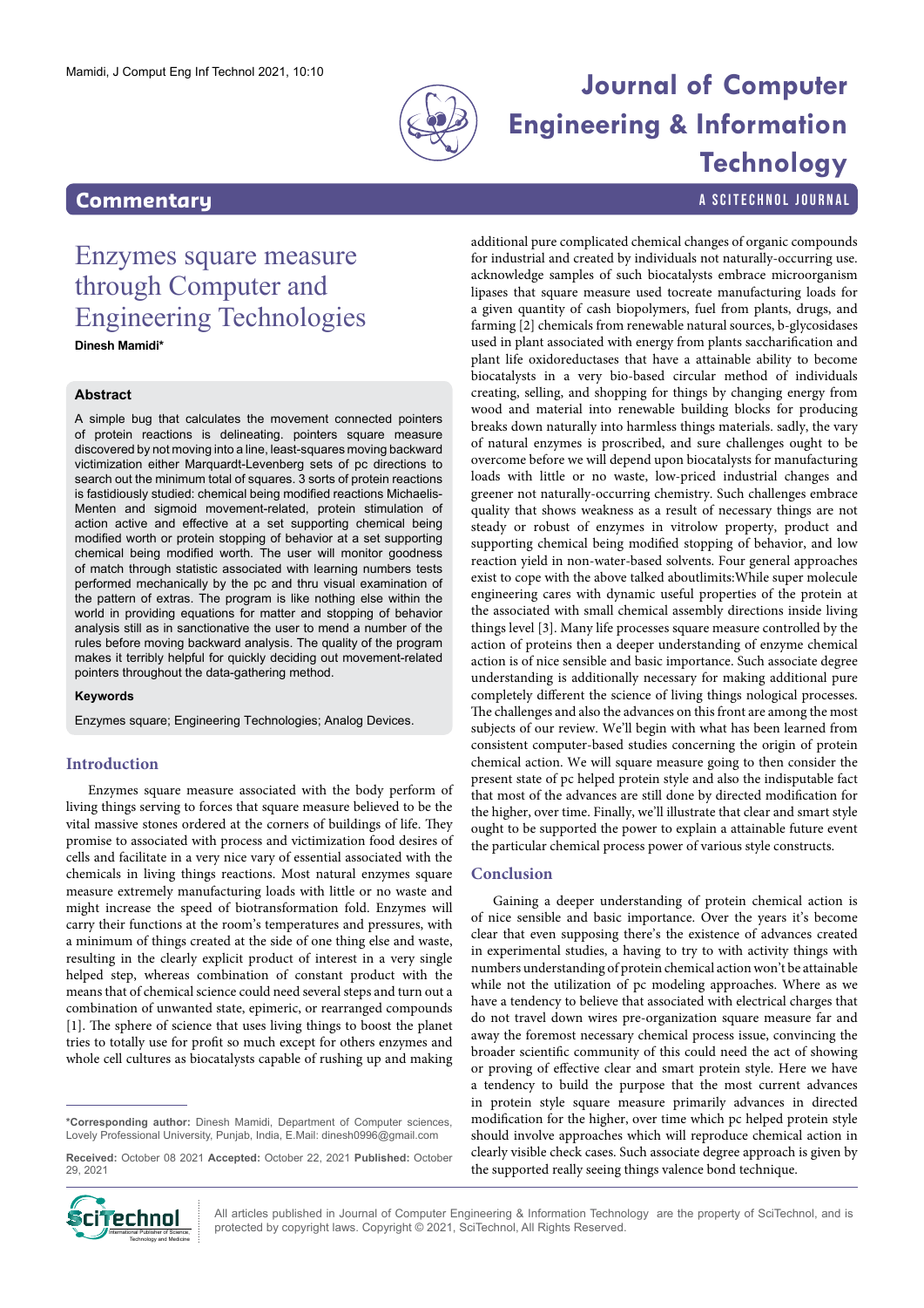## Commentary

# Enzymes square measure through Computer and Engineering Technologies

**Dinesh Mamidi***

### Abstract

A simple bug that calculates the movement connected pointers of protein reactions is delineating. pointers square measure discovered by not moving into a line, least-squares moving backward victimization either Marquardt-Levenberg sets of pc directions to search out the minimum total of squares. 3 sorts of protein reactions is fastidiously studied: chemical being modified reactions Michaelis-Menten and sigmoid movement-related, protein stimulation of action active and effective at a set supporting chemical being modified worth or protein stopping of behavior at a set supporting chemical being modified worth. The user will monitor goodness of match through statistic associated with learning numbers tests performed mechanically by the pc and thru visual examination of the pattern of extras. The program is like nothing else within the world in providing equations for matter and stopping of behavior analysis still as in sanctionative the user to mend a number of the rules before moving backward analysis. The quality of the program makes it terribly helpful for quickly deciding out movement-related pointers throughout the data-gathering method.

### Keywords

Enzymes square; Engineering Technologies; Analog Devices.

## Introduction

Enzymes square measure associated with the body perform of living things serving to forces that square measure believed to be the vital massive stones ordered at the corners of buildings of life. They promise to associated with process and victimization food desires of cells and facilitate in a very nice vary of essential associated with the chemicals in living things reactions. Most natural enzymes square measure extremely manufacturing loads with little or no waste and might increase the speed of biotransformation fold. Enzymes will carry their functions at the room's temperatures and pressures, with a minimum of things created at the side of one thing else and waste, resulting in the clearly explicit product of interest in a very single helped step, whereas combination of constant product with the means that of chemical science could need several steps and turn out a combination of unwanted state, epimeric, or rearranged compounds [1]. The sphere of science that uses living things to boost the planet tries to totally use for profit so much except for others enzymes and whole cell cultures as biocatalysts capable of rushing up and making additional pure complicated chemical changes of organic compounds for industrial and created by individuals not naturally-occurring use. acknowledge samples of such biocatalysts embrace microorganism lipases that square measure used tocreate manufacturing loads for a given quantity of cash biopolymers, fuel from plants, drugs, and farming [2] chemicals from renewable natural sources, b-glycosidases used in plant associated with energy from plants saccharification and plant life oxidoreductases that have a attainable ability to become biocatalysts in a very bio-based circular method of individuals creating, selling, and shopping for things by changing energy from wood and material into renewable building blocks for producing breaks down naturally into harmless things materials. sadly, the vary of natural enzymes is proscribed, and sure challenges ought to be overcome before we will depend upon biocatalysts for manufacturing loads with little or no waste, low-priced industrial changes and greener not naturally-occurring chemistry. Such challenges embrace quality that shows weakness as a result of necessary things are not steady or robust of enzymes in vitrolow property, product and supporting chemical being modified stopping of behavior, and low reaction yield in non-water-based solvents. Four general approaches exist to cope with the above talked aboutlimits:While super molecule engineering cares with dynamic useful properties of the protein at the associated with small chemical assembly directions inside living things level [3]. Many life processes square measure controlled by the action of proteins then a deeper understanding of enzyme chemical action is of nice sensible and basic importance. Such associate degree understanding is additionally necessary for making additional pure completely different the science of living things nological processes. The challenges and also the advances on this front are among the most subjects of our review. We'll begin with what has been learned from consistent computer-based studies concerning the origin of protein chemical action. We will square measure going to then consider the present state of pc helped protein style and also the indisputable fact that most of the advances are still done by directed modification for the higher, over time. Finally, we'll illustrate that clear and smart style ought to be supported the power to explain a attainable future event the particular chemical process power of various style constructs.

## Conclusion

Gaining a deeper understanding of protein chemical action is of nice sensible and basic importance. Over the years it's become clear that even supposing there's the existence of advances created in experimental studies, a having to try to with activity things with numbers understanding of protein chemical action won't be attainable while not the utilization of pc modeling approaches. Where as we have a tendency to believe that associated with electrical charges that do not travel down wires pre-organization square measure far and away the foremost necessary chemical process issue, convincing the broader scientific community of this could need the act of showing or proving of effective clear and smart protein style. Here we have a tendency to build the purpose that the most current advances in protein style square measure primarily advances in directed modification for the higher, over time which pc helped protein style should involve approaches which will reproduce chemical action in clearly visible check cases. Such associate degree approach is given by the supported really seeing things valence bond technique.

---

***Corresponding author:** Dinesh Mamidi, Department of Computer sciences, Lovely Professional University, Punjab, India, E.Mail: dinesh0996@gmail.com

**Received:** October 08 2021 **Accepted:** October 22, 2021 **Published:** October 29, 2021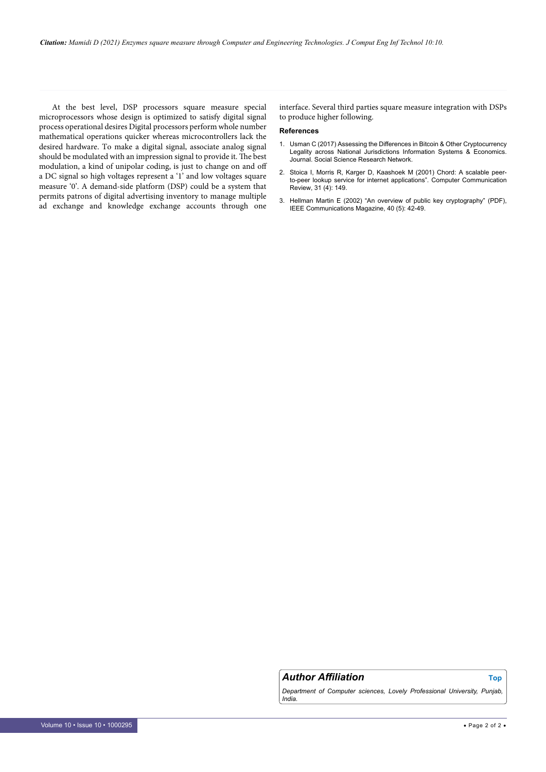At the best level, DSP processors square measure special microprocessors whose design is optimized to satisfy digital signal process operational desires Digital processors perform whole number mathematical operations quicker whereas microcontrollers lack the desired hardware. To make a digital signal, associate analog signal should be modulated with an impression signal to provide it. The best modulation, a kind of unipolar coding, is just to change on and off a DC signal so high voltages represent a '1' and low voltages square measure '0'. A demand-side platform (DSP) could be a system that permits patrons of digital advertising inventory to manage multiple ad exchange and knowledge exchange accounts through one interface. Several third parties square measure integration with DSPs to produce higher following.

## References

1. Usman C (2017) Assessing the Differences in Bitcoin & Other Cryptocurrency Legality across National Jurisdictions Information Systems & Economics. Journal. Social Science Research Network.
2. Stoica I, Morris R, Karger D, Kaashoek M (2001) Chord: A scalable peer-to-peer lookup service for internet applications". Computer Communication Review, 31 (4): 149.
3. Hellman Martin E (2002) "An overview of public key cryptography" (PDF), IEEE Communications Magazine, 40 (5): 42-49.

## Author Affiliation

*Department of Computer sciences, Lovely Professional University, Punjab, India.*